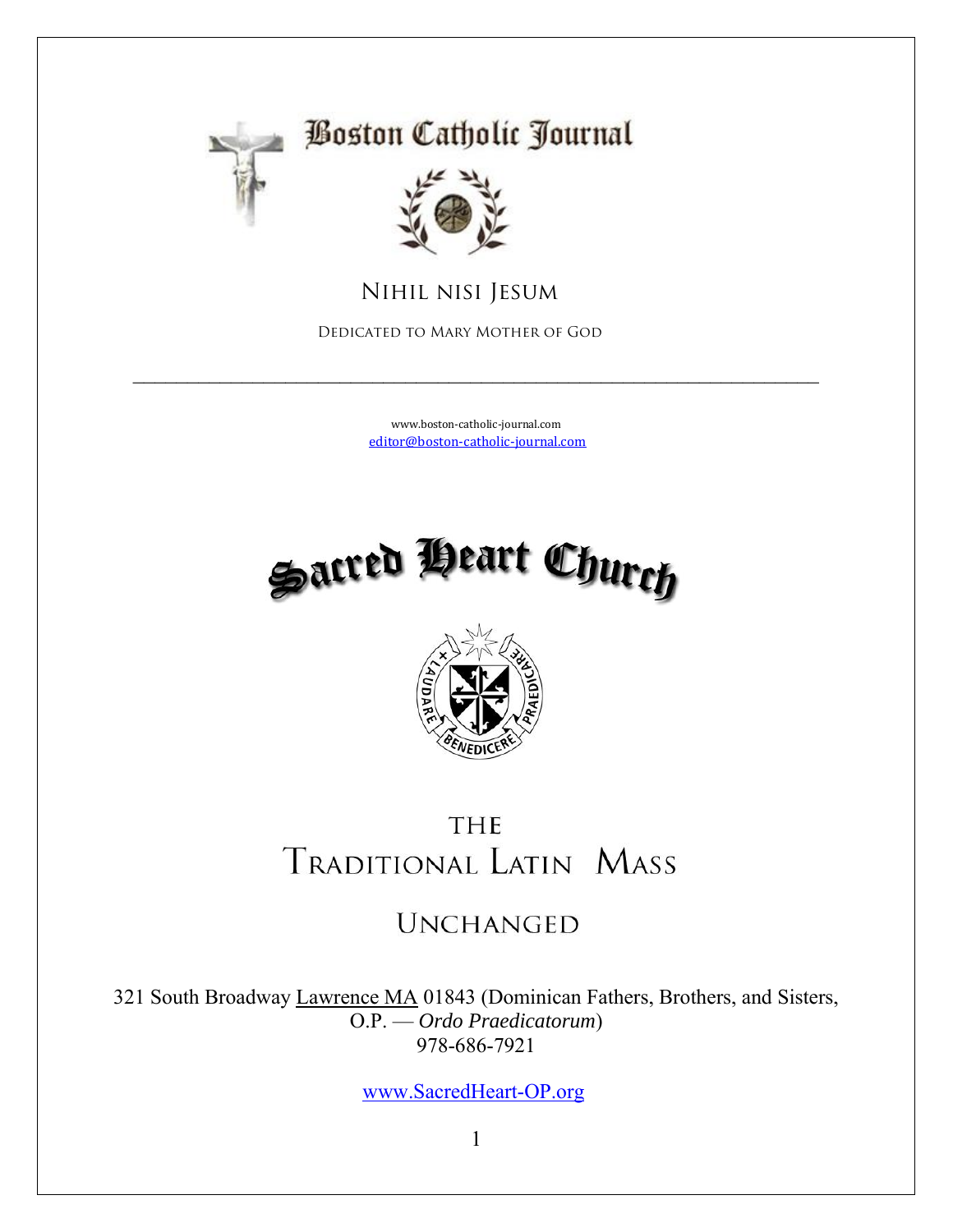# Boston Catholic Journal

Nihil nisi Jesum

Dedicated to Mary Mother of God

---

www.boston-catholic-journal.com
editor@boston-catholic-journal.com

# Sacred Heart Church

LAUDARE BENEDICERE PRAEDICARE

# The Traditional Latin Mass

## Unchanged

321 South Broadway Lawrence MA 01843 (Dominican Fathers, Brothers, and Sisters, O.P. — *Ordo Praedicatorum*)
978-686-7921

www.SacredHeart-OP.org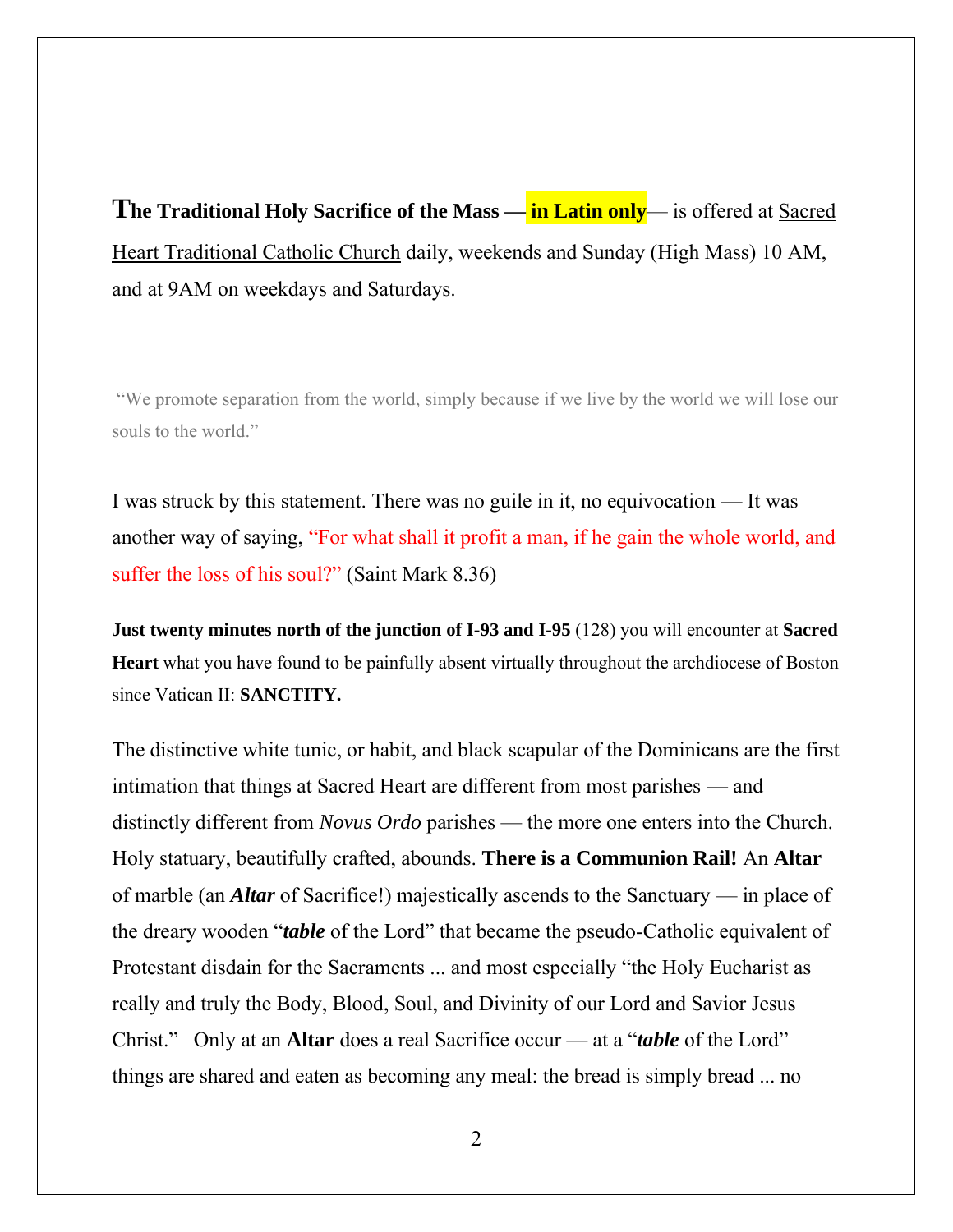**The Traditional Holy Sacrifice of the Mass — in Latin only**— is offered at Sacred Heart Traditional Catholic Church daily, weekends and Sunday (High Mass) 10 AM, and at 9AM on weekdays and Saturdays.

> "We promote separation from the world, simply because if we live by the world we will lose our souls to the world."

I was struck by this statement. There was no guile in it, no equivocation — It was another way of saying, "For what shall it profit a man, if he gain the whole world, and suffer the loss of his soul?" (Saint Mark 8.36)

**Just twenty minutes north of the junction of I-93 and I-95** (128) you will encounter at **Sacred Heart** what you have found to be painfully absent virtually throughout the archdiocese of Boston since Vatican II: **SANCTITY.**

The distinctive white tunic, or habit, and black scapular of the Dominicans are the first intimation that things at Sacred Heart are different from most parishes — and distinctly different from *Novus Ordo* parishes — the more one enters into the Church. Holy statuary, beautifully crafted, abounds. **There is a Communion Rail!** An **Altar** of marble (an ***Altar*** of Sacrifice!) majestically ascends to the Sanctuary — in place of the dreary wooden "***table*** of the Lord" that became the pseudo-Catholic equivalent of Protestant disdain for the Sacraments ... and most especially "the Holy Eucharist as really and truly the Body, Blood, Soul, and Divinity of our Lord and Savior Jesus Christ." Only at an **Altar** does a real Sacrifice occur — at a "***table*** of the Lord" things are shared and eaten as becoming any meal: the bread is simply bread ... no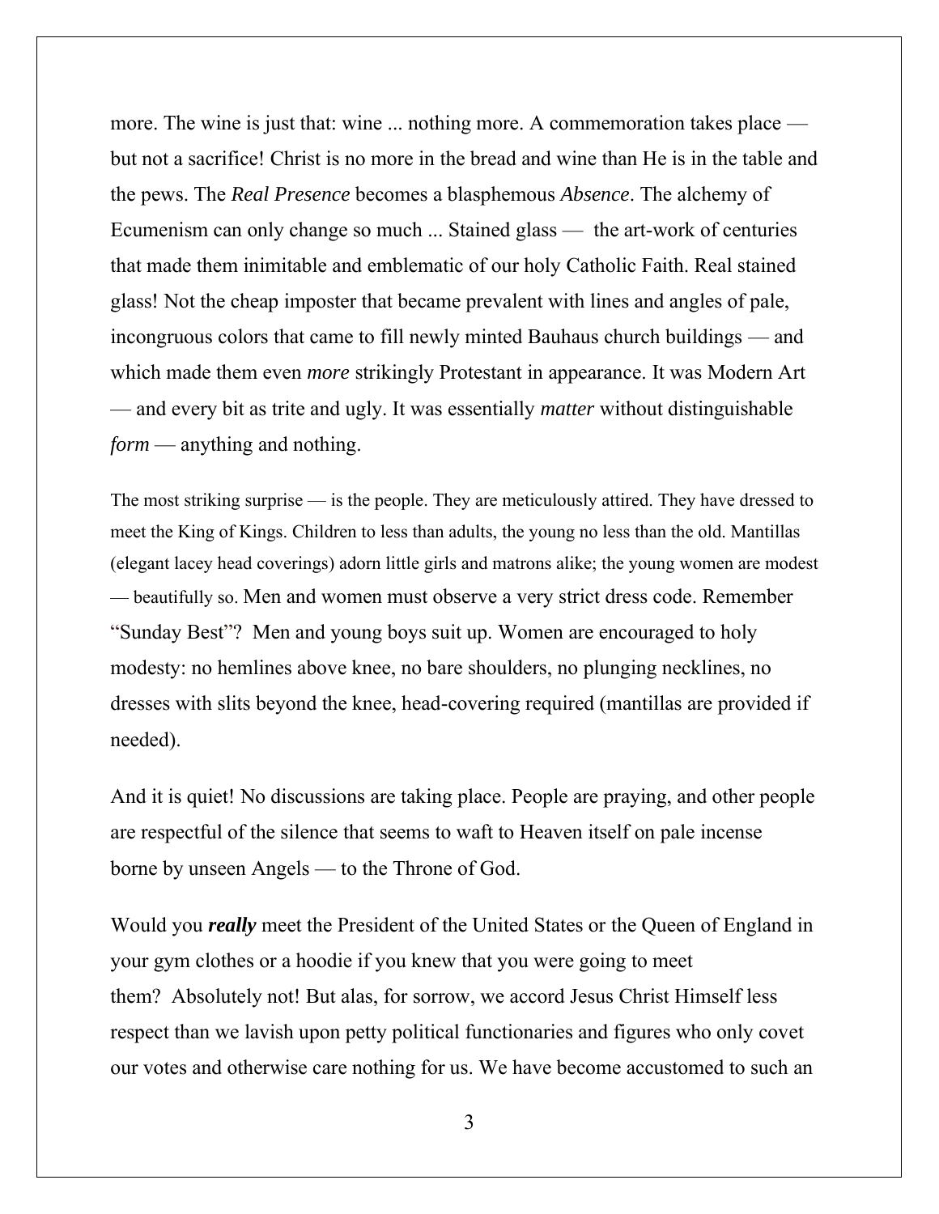more. The wine is just that: wine ... nothing more. A commemoration takes place — but not a sacrifice! Christ is no more in the bread and wine than He is in the table and the pews. The *Real Presence* becomes a blasphemous *Absence*. The alchemy of Ecumenism can only change so much ... Stained glass — the art-work of centuries that made them inimitable and emblematic of our holy Catholic Faith. Real stained glass! Not the cheap imposter that became prevalent with lines and angles of pale, incongruous colors that came to fill newly minted Bauhaus church buildings — and which made them even *more* strikingly Protestant in appearance. It was Modern Art — and every bit as trite and ugly. It was essentially *matter* without distinguishable *form* — anything and nothing.

The most striking surprise — is the people. They are meticulously attired. They have dressed to meet the King of Kings. Children to less than adults, the young no less than the old. Mantillas (elegant lacey head coverings) adorn little girls and matrons alike; the young women are modest — beautifully so. Men and women must observe a very strict dress code. Remember "Sunday Best"? Men and young boys suit up. Women are encouraged to holy modesty: no hemlines above knee, no bare shoulders, no plunging necklines, no dresses with slits beyond the knee, head-covering required (mantillas are provided if needed).

And it is quiet! No discussions are taking place. People are praying, and other people are respectful of the silence that seems to waft to Heaven itself on pale incense borne by unseen Angels — to the Throne of God.

Would you ***really*** meet the President of the United States or the Queen of England in your gym clothes or a hoodie if you knew that you were going to meet them? Absolutely not! But alas, for sorrow, we accord Jesus Christ Himself less respect than we lavish upon petty political functionaries and figures who only covet our votes and otherwise care nothing for us. We have become accustomed to such an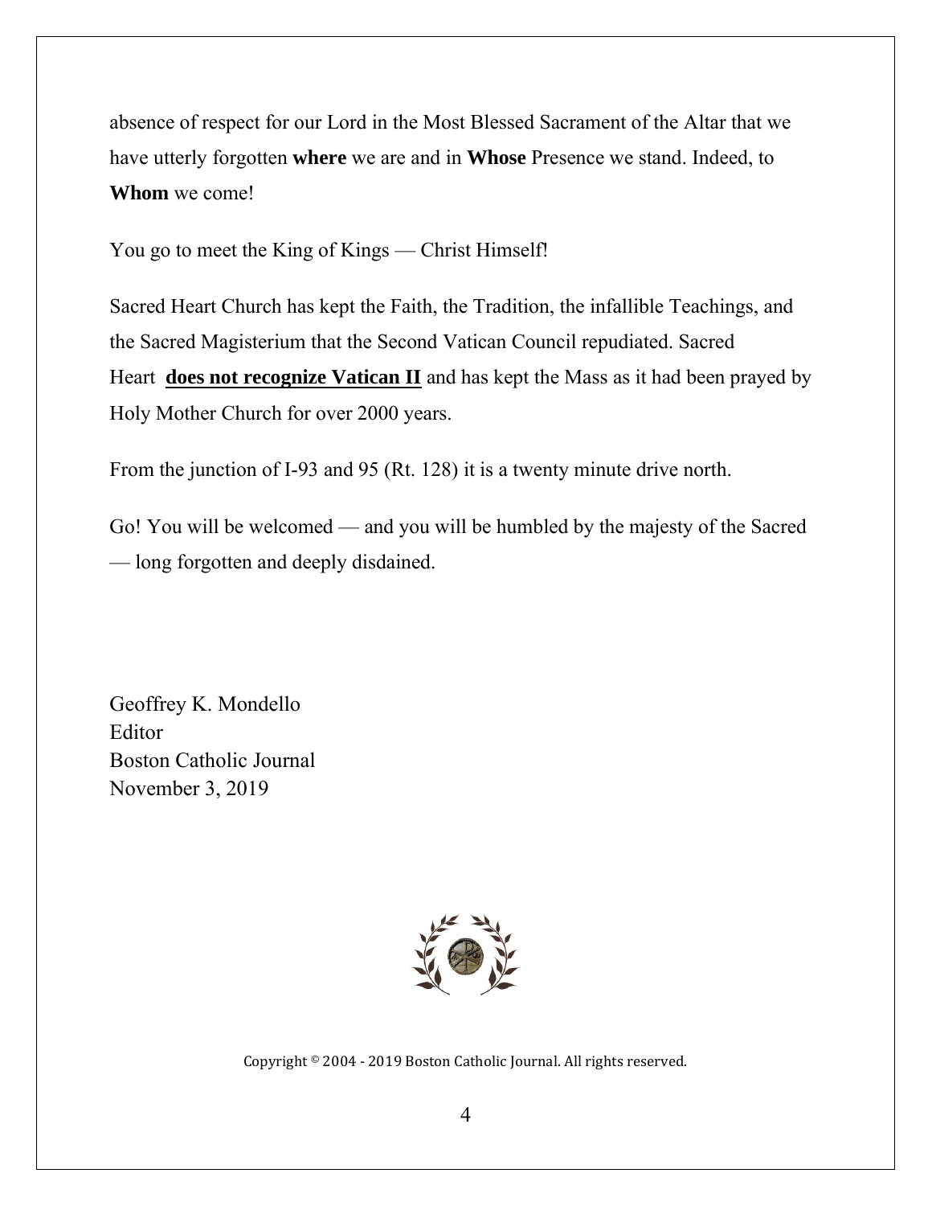absence of respect for our Lord in the Most Blessed Sacrament of the Altar that we have utterly forgotten **where** we are and in **Whose** Presence we stand. Indeed, to **Whom** we come!

You go to meet the King of Kings — Christ Himself!

Sacred Heart Church has kept the Faith, the Tradition, the infallible Teachings, and the Sacred Magisterium that the Second Vatican Council repudiated. Sacred Heart **does not recognize Vatican II** and has kept the Mass as it had been prayed by Holy Mother Church for over 2000 years.

From the junction of I-93 and 95 (Rt. 128) it is a twenty minute drive north.

Go! You will be welcomed — and you will be humbled by the majesty of the Sacred — long forgotten and deeply disdained.

Geoffrey K. Mondello
Editor
Boston Catholic Journal
November 3, 2019

Copyright © 2004 - 2019 Boston Catholic Journal. All rights reserved.